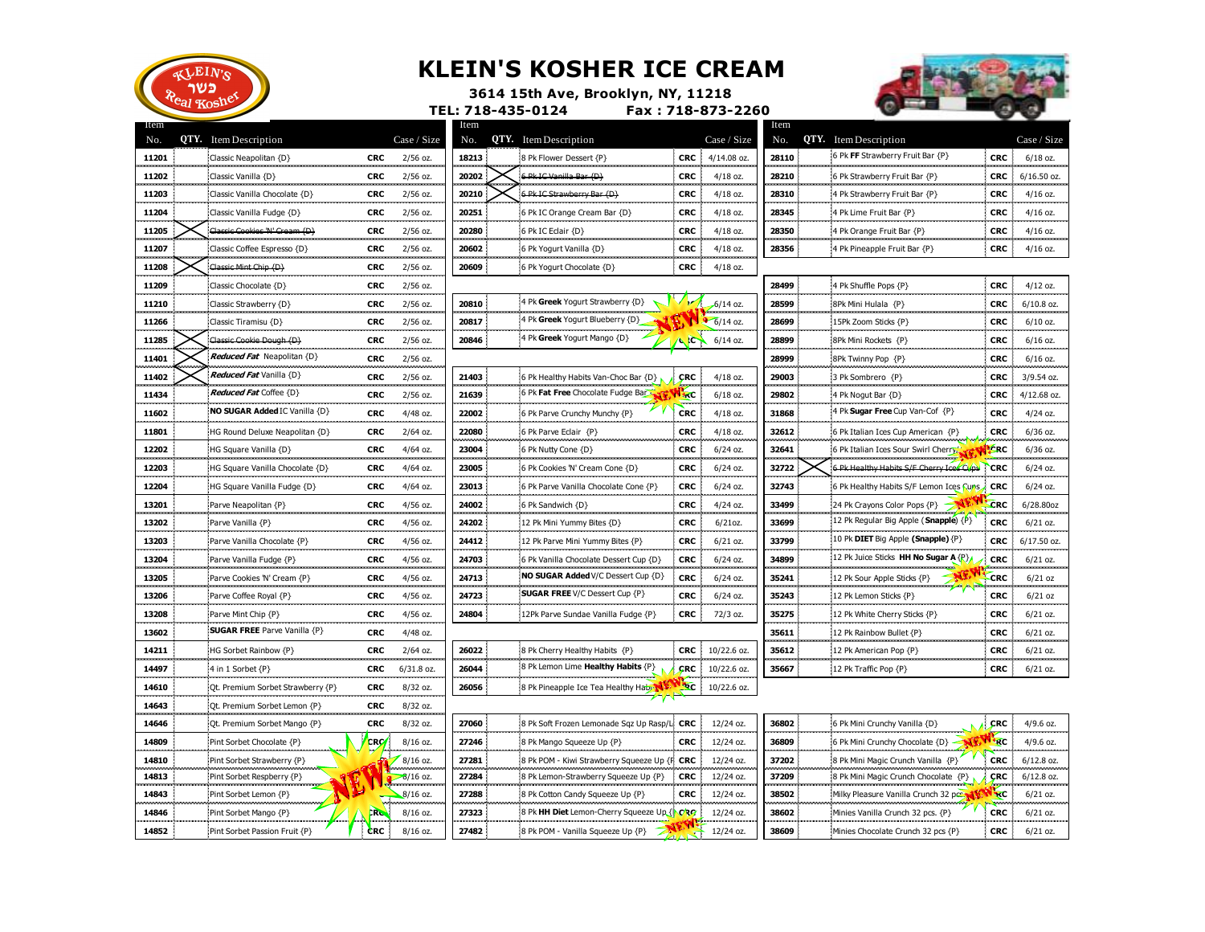# KLEIN'S KOSHER ICE CREAM

**3614 15th Ave, Brooklyn, NY, 11218**

**TEL: 718-435-0124 Fax : 718-873-2260**

| Item No. | QTY. | Item Description | | Case / Size |
|---|---|---|---|---|
| 11201 | | Classic Neapolitan {D} | CRC | 2/56 oz. |
| 11202 | | Classic Vanilla {D} | CRC | 2/56 oz. |
| 11203 | | Classic Vanilla Chocolate {D} | CRC | 2/56 oz. |
| 11204 | | Classic Vanilla Fudge {D} | CRC | 2/56 oz. |
| 11205 | X | ~~Classic Cookies 'N' Cream {D}~~ | CRC | 2/56 oz. |
| 11207 | | Classic Coffee Espresso {D} | CRC | 2/56 oz. |
| 11208 | X | ~~Classic Mint Chip {D}~~ | CRC | 2/56 oz. |
| 11209 | | Classic Chocolate {D} | CRC | 2/56 oz. |
| 11210 | | Classic Strawberry {D} | CRC | 2/56 oz. |
| 11266 | | Classic Tiramisu {D} | CRC | 2/56 oz. |
| 11285 | X | ~~Classic Cookie Dough {D}~~ | CRC | 2/56 oz. |
| 11401 | X | ***Reduced Fat*** Neapolitan {D} | CRC | 2/56 oz. |
| 11402 | X | ***Reduced Fat*** Vanilla {D} | CRC | 2/56 oz. |
| 11434 | | ***Reduced Fat*** Coffee {D} | CRC | 2/56 oz. |
| 11602 | | **NO SUGAR Added** IC Vanilla {D} | CRC | 4/48 oz. |
| 11801 | | HG Round Deluxe Neapolitan {D} | CRC | 2/64 oz. |
| 12202 | | HG Square Vanilla {D} | CRC | 4/64 oz. |
| 12203 | | HG Square Vanilla Chocolate {D} | CRC | 4/64 oz. |
| 12204 | | HG Square Vanilla Fudge {D} | CRC | 4/64 oz. |
| 13201 | | Parve Neapolitan {P} | CRC | 4/56 oz. |
| 13202 | | Parve Vanilla {P} | CRC | 4/56 oz. |
| 13203 | | Parve Vanilla Chocolate {P} | CRC | 4/56 oz. |
| 13204 | | Parve Vanilla Fudge {P} | CRC | 4/56 oz. |
| 13205 | | Parve Cookies 'N' Cream {P} | CRC | 4/56 oz. |
| 13206 | | Parve Coffee Royal {P} | CRC | 4/56 oz. |
| 13208 | | Parve Mint Chip {P} | CRC | 4/56 oz. |
| 13602 | | **SUGAR FREE** Parve Vanilla {P} | CRC | 4/48 oz. |
| 14211 | | HG Sorbet Rainbow {P} | CRC | 2/64 oz. |
| 14497 | | 4 in 1 Sorbet {P} | CRC | 6/31.8 oz. |
| 14610 | | Qt. Premium Sorbet Strawberry {P} | CRC | 8/32 oz. |
| 14643 | | Qt. Premium Sorbet Lemon {P} | CRC | 8/32 oz. |
| 14646 | | Qt. Premium Sorbet Mango {P} | CRC | 8/32 oz. |
| 14809 | | Pint Sorbet Chocolate {P} (NEW!) | CRC | 8/16 oz. |
| 14810 | | Pint Sorbet Strawberry {P} (NEW!) | CRC | 8/16 oz. |
| 14813 | | Pint Sorbet Respberry {P} (NEW!) | CRC | 8/16 oz. |
| 14843 | | Pint Sorbet Lemon {P} (NEW!) | CRC | 8/16 oz. |
| 14846 | | Pint Sorbet Mango {P} (NEW!) | CRC | 8/16 oz. |
| 14852 | | Pint Sorbet Passion Fruit {P} | CRC | 8/16 oz. |
| 18213 | | 8 Pk Flower Dessert {P} | CRC | 4/14.08 oz. |
| 20202 | X | ~~6 Pk IC Vanilla Bar {D}~~ | CRC | 4/18 oz. |
| 20210 | X | ~~6 Pk IC Strawberry Bar {D}~~ | CRC | 4/18 oz. |
| 20251 | | 6 Pk IC Orange Cream Bar {D} | CRC | 4/18 oz. |
| 20280 | | 6 Pk IC Eclair {D} | CRC | 4/18 oz. |
| 20602 | | 6 Pk Yogurt Vanilla {D} | CRC | 4/18 oz. |
| 20609 | | 6 Pk Yogurt Chocolate {D} | CRC | 4/18 oz. |
| 20810 | | 4 Pk **Greek** Yogurt Strawberry {D} (NEW!) | CRC | 6/14 oz. |
| 20817 | | 4 Pk **Greek** Yogurt Blueberry {D} (NEW!) | CRC | 6/14 oz. |
| 20846 | | 4 Pk **Greek** Yogurt Mango {D} (NEW!) | CRC | 6/14 oz. |
| 21403 | | 6 Pk Healthy Habits Van-Choc Bar {D} | CRC | 4/18 oz. |
| 21639 | | 6 Pk **Fat Free** Chocolate Fudge Bar (NEW!) | CRC | 6/18 oz. |
| 22002 | | 6 Pk Parve Crunchy Munchy {P} | CRC | 4/18 oz. |
| 22080 | | 6 Pk Parve Eclair {P} | CRC | 4/18 oz. |
| 23004 | | 6 Pk Nutty Cone {D} | CRC | 6/24 oz. |
| 23005 | | 6 Pk Cookies 'N' Cream Cone {D} | CRC | 6/24 oz. |
| 23013 | | 6 Pk Parve Vanilla Chocolate Cone {P} | CRC | 6/24 oz. |
| 24002 | | 6 Pk Sandwich {D} | CRC | 4/24 oz. |
| 24202 | | 12 Pk Mini Yummy Bites {D} | CRC | 6/21oz. |
| 24412 | | 12 Pk Parve Mini Yummy Bites {P} | CRC | 6/21 oz. |
| 24703 | | 6 Pk Vanilla Chocolate Dessert Cup {D} | CRC | 6/24 oz. |
| 24713 | | **NO SUGAR Added** V/C Dessert Cup {D} | CRC | 6/24 oz. |
| 24723 | | **SUGAR FREE** V/C Dessert Cup {P} | CRC | 6/24 oz. |
| 24804 | | 12Pk Parve Sundae Vanilla Fudge {P} | CRC | 72/3 oz. |
| 26022 | | 8 Pk Cherry Healthy Habits {P} | CRC | 10/22.6 oz. |
| 26044 | | 8 Pk Lemon Lime **Healthy Habits** {P} (NEW!) | CRC | 10/22.6 oz. |
| 26056 | | 8 Pk Pineapple Ice Tea Healthy Hab (NEW!) | CRC | 10/22.6 oz. |
| 27060 | | 8 Pk Soft Frozen Lemonade Sqz Up Rasp/L | CRC | 12/24 oz. |
| 27246 | | 8 Pk Mango Squeeze Up {P} | CRC | 12/24 oz. |
| 27281 | | 8 Pk POM - Kiwi Strawberry Squeeze Up {P} | CRC | 12/24 oz. |
| 27284 | | 8 Pk Lemon-Strawberry Squeeze Up {P} | CRC | 12/24 oz. |
| 27288 | | 8 Pk Cotton Candy Squeeze Up {P} | CRC | 12/24 oz. |
| 27323 | | 8 Pk **HH Diet** Lemon-Cherry Squeeze Up {P} (NEW!) | CRC | 12/24 oz. |
| 27482 | | 8 Pk POM - Vanilla Squeeze Up {P} (NEW!) | CRC | 12/24 oz. |
| 28110 | | 6 Pk **FF** Strawberry Fruit Bar {P} | CRC | 6/18 oz. |
| 28210 | | 6 Pk Strawberry Fruit Bar {P} | CRC | 6/16.50 oz. |
| 28310 | | 4 Pk Strawberry Fruit Bar {P} | CRC | 4/16 oz. |
| 28345 | | 4 Pk Lime Fruit Bar {P} | CRC | 4/16 oz. |
| 28350 | | 4 Pk Orange Fruit Bar {P} | CRC | 4/16 oz. |
| 28356 | | 4 Pk Pineapple Fruit Bar {P} | CRC | 4/16 oz. |
| 28499 | | 4 Pk Shuffle Pops {P} | CRC | 4/12 oz. |
| 28599 | | 8Pk Mini Hulala {P} | CRC | 6/10.8 oz. |
| 28699 | | 15Pk Zoom Sticks {P} | CRC | 6/10 oz. |
| 28899 | | 8Pk Mini Rockets {P} | CRC | 6/16 oz. |
| 28999 | | 8Pk Twinny Pop {P} | CRC | 6/16 oz. |
| 29003 | | 3 Pk Sombrero {P} | CRC | 3/9.54 oz. |
| 29802 | | 4 Pk Nogut Bar {D} | CRC | 4/12.68 oz. |
| 31868 | | 4 Pk **Sugar Free** Cup Van-Cof {P} | CRC | 4/24 oz. |
| 32612 | | 6 Pk Italian Ices Cup American {P} | CRC | 6/36 oz. |
| 32641 | | 6 Pk Italian Ices Sour Swirl Cherry (NEW!) | CRC | 6/36 oz. |
| 32722 | X | ~~6 Pk Healthy Habits S/F Cherry Ices Cups~~ | CRC | 6/24 oz. |
| 32743 | | 6 Pk Healthy Habits S/F Lemon Ices Cups | CRC | 6/24 oz. |
| 33499 | | 24 Pk Crayons Color Pops {P} (NEW!) | CRC | 6/28.80oz |
| 33699 | | 12 Pk Regular Big Apple (**Snapple**) {P} | CRC | 6/21 oz. |
| 33799 | | 10 Pk **DIET** Big Apple **(Snapple)** {P} | CRC | 6/17.50 oz. |
| 34899 | | 12 Pk Juice Sticks **HH No Sugar A** {P} | CRC | 6/21 oz. |
| 35241 | | 12 Pk Sour Apple Sticks {P} (NEW!) | CRC | 6/21 oz |
| 35243 | | 12 Pk Lemon Sticks {P} | CRC | 6/21 oz |
| 35275 | | 12 Pk White Cherry Sticks {P} | CRC | 6/21 oz. |
| 35611 | | 12 Pk Rainbow Bullet {P} | CRC | 6/21 oz. |
| 35612 | | 12 Pk American Pop {P} | CRC | 6/21 oz. |
| 35667 | | 12 Pk Traffic Pop {P} | CRC | 6/21 oz. |
| 36802 | | 6 Pk Mini Crunchy Vanilla {D} | CRC | 4/9.6 oz. |
| 36809 | | 6 Pk Mini Crunchy Chocolate {D} (NEW!) | CRC | 4/9.6 oz. |
| 37202 | | 8 Pk Mini Magic Crunch Vanilla {P} | CRC | 6/12.8 oz. |
| 37209 | | 8 Pk Mini Magic Crunch Chocolate {P} | CRC | 6/12.8 oz. |
| 38502 | | Milky Pleasure Vanilla Crunch 32 pcs (NEW!) | CRC | 6/21 oz. |
| 38602 | | Minies Vanilla Crunch 32 pcs. {P} | CRC | 6/21 oz. |
| 38609 | | Minies Chocolate Crunch 32 pcs {P} | CRC | 6/21 oz. |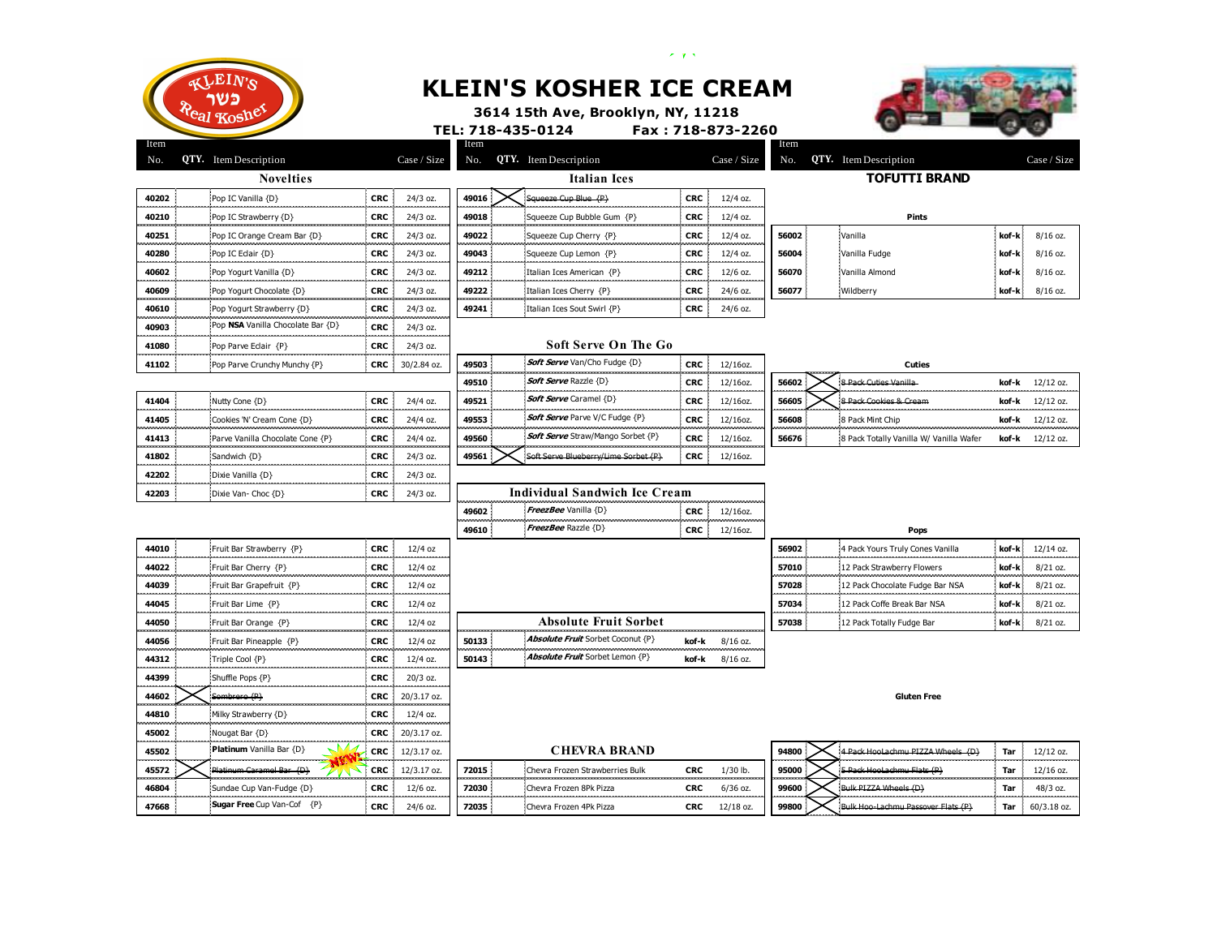# KLEIN'S KOSHER ICE CREAM

**3614 15th Ave, Brooklyn, NY, 11218**

**TEL: 718-435-0124 Fax : 718-873-2260**

## Novelties

| Item No. | QTY. | Item Description | | Case / Size |
|---|---|---|---|---|
| 40202 | | Pop IC Vanilla {D} | CRC | 24/3 oz. |
| 40210 | | Pop IC Strawberry {D} | CRC | 24/3 oz. |
| 40251 | | Pop IC Orange Cream Bar {D} | CRC | 24/3 oz. |
| 40280 | | Pop IC Eclair {D} | CRC | 24/3 oz. |
| 40602 | | Pop Yogurt Vanilla {D} | CRC | 24/3 oz. |
| 40609 | | Pop Yogurt Chocolate {D} | CRC | 24/3 oz. |
| 40610 | | Pop Yogurt Strawberry {D} | CRC | 24/3 oz. |
| 40903 | | Pop **NSA** Vanilla Chocolate Bar {D} | CRC | 24/3 oz. |
| 41080 | | Pop Parve Eclair {P} | CRC | 24/3 oz. |
| 41102 | | Pop Parve Crunchy Munchy {P} | CRC | 30/2.84 oz. |
| 41404 | | Nutty Cone {D} | CRC | 24/4 oz. |
| 41405 | | Cookies 'N' Cream Cone {D} | CRC | 24/4 oz. |
| 41413 | | Parve Vanilla Chocolate Cone {P} | CRC | 24/4 oz. |
| 41802 | | Sandwich {D} | CRC | 24/3 oz. |
| 42202 | | Dixie Vanilla {D} | CRC | 24/3 oz. |
| 42203 | | Dixie Van- Choc {D} | CRC | 24/3 oz. |
| 44010 | | Fruit Bar Strawberry {P} | CRC | 12/4 oz |
| 44022 | | Fruit Bar Cherry {P} | CRC | 12/4 oz |
| 44039 | | Fruit Bar Grapefruit {P} | CRC | 12/4 oz |
| 44045 | | Fruit Bar Lime {P} | CRC | 12/4 oz |
| 44050 | | Fruit Bar Orange {P} | CRC | 12/4 oz |
| 44056 | | Fruit Bar Pineapple {P} | CRC | 12/4 oz |
| 44312 | | Triple Cool {P} | CRC | 12/4 oz. |
| 44399 | | Shuffle Pops {P} | CRC | 20/3 oz. |
| 44602 | X | ~~Sombrero {P}~~ | CRC | 20/3.17 oz. |
| 44810 | | Milky Strawberry {D} | CRC | 12/4 oz. |
| 45002 | | Nougat Bar {D} | CRC | 20/3.17 oz. |
| 45502 | | **Platinum** Vanilla Bar {D} NEW! | CRC | 12/3.17 oz. |
| 45572 | X | ~~Platinum Caramel Bar {D}~~ | CRC | 12/3.17 oz. |
| 46804 | | Sundae Cup Van-Fudge {D} | CRC | 12/6 oz. |
| 47668 | | **Sugar Free** Cup Van-Cof {P} | CRC | 24/6 oz. |

## Italian Ices

| Item No. | QTY. | Item Description | | Case / Size |
|---|---|---|---|---|
| 49016 | X | ~~Squeeze Cup Blue {P}~~ | CRC | 12/4 oz. |
| 49018 | | Squeeze Cup Bubble Gum {P} | CRC | 12/4 oz. |
| 49022 | | Squeeze Cup Cherry {P} | CRC | 12/4 oz. |
| 49043 | | Squeeze Cup Lemon {P} | CRC | 12/4 oz. |
| 49212 | | Italian Ices American {P} | CRC | 12/6 oz. |
| 49222 | | Italian Ices Cherry {P} | CRC | 24/6 oz. |
| 49241 | | Italian Ices Sout Swirl {P} | CRC | 24/6 oz. |

## Soft Serve On The Go

| Item No. | QTY. | Item Description | | Case / Size |
|---|---|---|---|---|
| 49503 | | ***Soft Serve*** Van/Cho Fudge {D} | CRC | 12/16oz. |
| 49510 | | ***Soft Serve*** Razzle {D} | CRC | 12/16oz. |
| 49521 | | ***Soft Serve*** Caramel {D} | CRC | 12/16oz. |
| 49553 | | ***Soft Serve*** Parve V/C Fudge {P} | CRC | 12/16oz. |
| 49560 | | ***Soft Serve*** Straw/Mango Sorbet {P} | CRC | 12/16oz. |
| 49561 | X | ~~Soft Serve Blueberry/Lime Sorbet {P}~~ | CRC | 12/16oz. |

## Individual Sandwich Ice Cream

| Item No. | QTY. | Item Description | | Case / Size |
|---|---|---|---|---|
| 49602 | | ***FreezBee*** Vanilla {D} | CRC | 12/16oz. |
| 49610 | | ***FreezBee*** Razzle {D} | CRC | 12/16oz. |

## Absolute Fruit Sorbet

| Item No. | QTY. | Item Description | | Case / Size |
|---|---|---|---|---|
| 50133 | | ***Absolute Fruit*** Sorbet Coconut {P} | kof-k | 8/16 oz. |
| 50143 | | ***Absolute Fruit*** Sorbet Lemon {P} | kof-k | 8/16 oz. |

## CHEVRA BRAND

| Item No. | QTY. | Item Description | | Case / Size |
|---|---|---|---|---|
| 72015 | | Chevra Frozen Strawberries Bulk | CRC | 1/30 lb. |
| 72030 | | Chevra Frozen 8Pk Pizza | CRC | 6/36 oz. |
| 72035 | | Chevra Frozen 4Pk Pizza | CRC | 12/18 oz. |

## TOFUTTI BRAND

### Pints

| Item No. | QTY. | Item Description | | Case / Size |
|---|---|---|---|---|
| 56002 | | Vanilla | kof-k | 8/16 oz. |
| 56004 | | Vanilla Fudge | kof-k | 8/16 oz. |
| 56070 | | Vanilla Almond | kof-k | 8/16 oz. |
| 56077 | | Wildberry | kof-k | 8/16 oz. |

### Cuties

| Item No. | QTY. | Item Description | | Case / Size |
|---|---|---|---|---|
| 56602 | X | ~~8 Pack Cuties Vanilla~~ | kof-k | 12/12 oz. |
| 56605 | X | ~~8 Pack Cookies & Cream~~ | kof-k | 12/12 oz. |
| 56608 | | 8 Pack Mint Chip | kof-k | 12/12 oz. |
| 56676 | | 8 Pack Totally Vanilla W/ Vanilla Wafer | kof-k | 12/12 oz. |

### Pops

| Item No. | QTY. | Item Description | | Case / Size |
|---|---|---|---|---|
| 56902 | | 4 Pack Yours Truly Cones Vanilla | kof-k | 12/14 oz. |
| 57010 | | 12 Pack Strawberry Flowers | kof-k | 8/21 oz. |
| 57028 | | 12 Pack Chocolate Fudge Bar NSA | kof-k | 8/21 oz. |
| 57034 | | 12 Pack Coffe Break Bar NSA | kof-k | 8/21 oz. |
| 57038 | | 12 Pack Totally Fudge Bar | kof-k | 8/21 oz. |

### Gluten Free

| Item No. | QTY. | Item Description | | Case / Size |
|---|---|---|---|---|
| 94800 | X | ~~4 Pack HooLachmu PIZZA Wheels {D}~~ | Tar | 12/12 oz. |
| 95000 | X | ~~5 Pack HooLachmu Flats {P}~~ | Tar | 12/16 oz. |
| 99600 | X | ~~Bulk PIZZA Wheels {D}~~ | Tar | 48/3 oz. |
| 99800 | X | ~~Bulk Hoo-Lachmu Passover Flats {P}~~ | Tar | 60/3.18 oz. |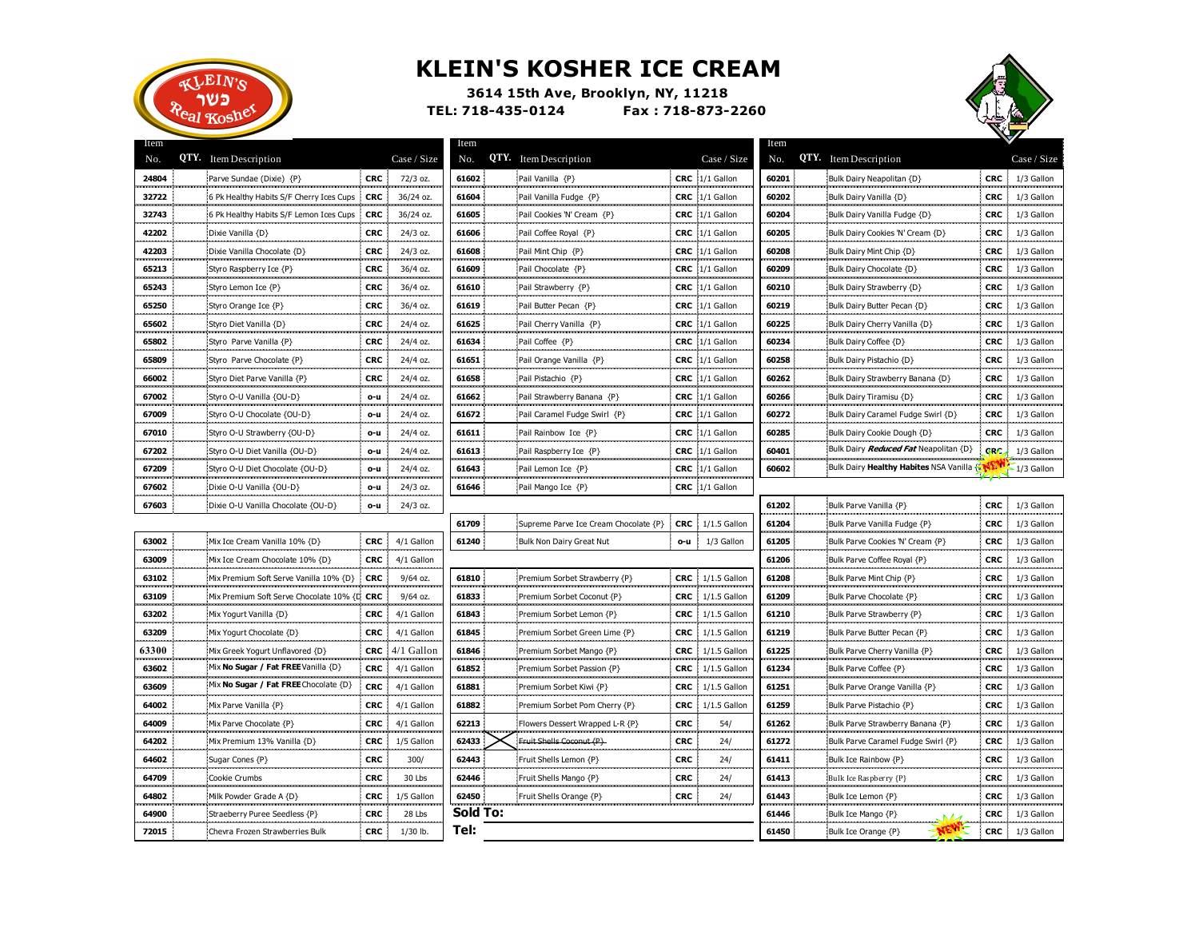# KLEIN'S KOSHER ICE CREAM

**3614 15th Ave, Brooklyn, NY, 11218**

**TEL: 718-435-0124 Fax : 718-873-2260**

| Item No. | QTY. | Item Description | | Case / Size |
|---|---|---|---|---|
| 24804 | | Parve Sundae (Dixie) {P} | CRC | 72/3 oz. |
| 32722 | | 6 Pk Healthy Habits S/F Cherry Ices Cups | CRC | 36/24 oz. |
| 32743 | | 6 Pk Healthy Habits S/F Lemon Ices Cups | CRC | 36/24 oz. |
| 42202 | | Dixie Vanilla {D} | CRC | 24/3 oz. |
| 42203 | | Dixie Vanilla Chocolate {D} | CRC | 24/3 oz. |
| 65213 | | Styro Raspberry Ice {P} | CRC | 36/4 oz. |
| 65243 | | Styro Lemon Ice {P} | CRC | 36/4 oz. |
| 65250 | | Styro Orange Ice {P} | CRC | 36/4 oz. |
| 65602 | | Styro Diet Vanilla {D} | CRC | 24/4 oz. |
| 65802 | | Styro Parve Vanilla {P} | CRC | 24/4 oz. |
| 65809 | | Styro Parve Chocolate {P} | CRC | 24/4 oz. |
| 66002 | | Styro Diet Parve Vanilla {P} | CRC | 24/4 oz. |
| 67002 | | Styro O-U Vanilla {OU-D} | o-u | 24/4 oz. |
| 67009 | | Styro O-U Chocolate {OU-D} | o-u | 24/4 oz. |
| 67010 | | Styro O-U Strawberry {OU-D} | o-u | 24/4 oz. |
| 67202 | | Styro O-U Diet Vanilla {OU-D} | o-u | 24/4 oz. |
| 67209 | | Styro O-U Diet Chocolate {OU-D} | o-u | 24/4 oz. |
| 67602 | | Dixie O-U Vanilla {OU-D} | o-u | 24/3 oz. |
| 67603 | | Dixie O-U Vanilla Chocolate {OU-D} | o-u | 24/3 oz. |
| 63002 | | Mix Ice Cream Vanilla 10% {D} | CRC | 4/1 Gallon |
| 63009 | | Mix Ice Cream Chocolate 10% {D} | CRC | 4/1 Gallon |
| 63102 | | Mix Premium Soft Serve Vanilla 10% {D} | CRC | 9/64 oz. |
| 63109 | | Mix Premium Soft Serve Chocolate 10% {D | CRC | 9/64 oz. |
| 63202 | | Mix Yogurt Vanilla {D} | CRC | 4/1 Gallon |
| 63209 | | Mix Yogurt Chocolate {D} | CRC | 4/1 Gallon |
| 63300 | | Mix Greek Yogurt Unflavored {D} | CRC | 4/1 Gallon |
| 63602 | | Mix **No Sugar / Fat FREE** Vanilla {D} | CRC | 4/1 Gallon |
| 63609 | | Mix **No Sugar / Fat FREE** Chocolate {D} | CRC | 4/1 Gallon |
| 64002 | | Mix Parve Vanilla {P} | CRC | 4/1 Gallon |
| 64009 | | Mix Parve Chocolate {P} | CRC | 4/1 Gallon |
| 64202 | | Mix Premium 13% Vanilla {D} | CRC | 1/5 Gallon |
| 64602 | | Sugar Cones {P} | CRC | 300/ |
| 64709 | | Cookie Crumbs | CRC | 30 Lbs |
| 64802 | | Milk Powder Grade A {D} | CRC | 1/5 Gallon |
| 64900 | | Straeberry Puree Seedless {P} | CRC | 28 Lbs |
| 72015 | | Chevra Frozen Strawberries Bulk | CRC | 1/30 lb. |

| Item No. | QTY. | Item Description | | Case / Size |
|---|---|---|---|---|
| 61602 | | Pail Vanilla {P} | CRC | 1/1 Gallon |
| 61604 | | Pail Vanilla Fudge {P} | CRC | 1/1 Gallon |
| 61605 | | Pail Cookies 'N' Cream {P} | CRC | 1/1 Gallon |
| 61606 | | Pail Coffee Royal {P} | CRC | 1/1 Gallon |
| 61608 | | Pail Mint Chip {P} | CRC | 1/1 Gallon |
| 61609 | | Pail Chocolate {P} | CRC | 1/1 Gallon |
| 61610 | | Pail Strawberry {P} | CRC | 1/1 Gallon |
| 61619 | | Pail Butter Pecan {P} | CRC | 1/1 Gallon |
| 61625 | | Pail Cherry Vanilla {P} | CRC | 1/1 Gallon |
| 61634 | | Pail Coffee {P} | CRC | 1/1 Gallon |
| 61651 | | Pail Orange Vanilla {P} | CRC | 1/1 Gallon |
| 61658 | | Pail Pistachio {P} | CRC | 1/1 Gallon |
| 61662 | | Pail Strawberry Banana {P} | CRC | 1/1 Gallon |
| 61672 | | Pail Caramel Fudge Swirl {P} | CRC | 1/1 Gallon |
| 61611 | | Pail Rainbow Ice {P} | CRC | 1/1 Gallon |
| 61613 | | Pail Raspberry Ice {P} | CRC | 1/1 Gallon |
| 61643 | | Pail Lemon Ice {P} | CRC | 1/1 Gallon |
| 61646 | | Pail Mango Ice {P} | CRC | 1/1 Gallon |
| 61709 | | Supreme Parve Ice Cream Chocolate {P} | CRC | 1/1.5 Gallon |
| 61240 | | Bulk Non Dairy Great Nut | o-u | 1/3 Gallon |
| 61810 | | Premium Sorbet Strawberry {P} | CRC | 1/1.5 Gallon |
| 61833 | | Premium Sorbet Coconut {P} | CRC | 1/1.5 Gallon |
| 61843 | | Premium Sorbet Lemon {P} | CRC | 1/1.5 Gallon |
| 61845 | | Premium Sorbet Green Lime {P} | CRC | 1/1.5 Gallon |
| 61846 | | Premium Sorbet Mango {P} | CRC | 1/1.5 Gallon |
| 61852 | | Premium Sorbet Passion {P} | CRC | 1/1.5 Gallon |
| 61881 | | Premium Sorbet Kiwi {P} | CRC | 1/1.5 Gallon |
| 61882 | | Premium Sorbet Pom Cherry {P} | CRC | 1/1.5 Gallon |
| 62213 | | Flowers Dessert Wrapped L-R {P} | CRC | 54/ |
| 62433 | X | ~~Fruit Shells Coconut {P}~~ | CRC | 24/ |
| 62443 | | Fruit Shells Lemon {P} | CRC | 24/ |
| 62446 | | Fruit Shells Mango {P} | CRC | 24/ |
| 62450 | | Fruit Shells Orange {P} | CRC | 24/ |

**Sold To:**

**Tel:**

| Item No. | QTY. | Item Description | | Case / Size |
|---|---|---|---|---|
| 60201 | | Bulk Dairy Neapolitan {D} | CRC | 1/3 Gallon |
| 60202 | | Bulk Dairy Vanilla {D} | CRC | 1/3 Gallon |
| 60204 | | Bulk Dairy Vanilla Fudge {D} | CRC | 1/3 Gallon |
| 60205 | | Bulk Dairy Cookies 'N' Cream {D} | CRC | 1/3 Gallon |
| 60208 | | Bulk Dairy Mint Chip {D} | CRC | 1/3 Gallon |
| 60209 | | Bulk Dairy Chocolate {D} | CRC | 1/3 Gallon |
| 60210 | | Bulk Dairy Strawberry {D} | CRC | 1/3 Gallon |
| 60219 | | Bulk Dairy Butter Pecan {D} | CRC | 1/3 Gallon |
| 60225 | | Bulk Dairy Cherry Vanilla {D} | CRC | 1/3 Gallon |
| 60234 | | Bulk Dairy Coffee {D} | CRC | 1/3 Gallon |
| 60258 | | Bulk Dairy Pistachio {D} | CRC | 1/3 Gallon |
| 60262 | | Bulk Dairy Strawberry Banana {D} | CRC | 1/3 Gallon |
| 60266 | | Bulk Dairy Tiramisu {D} | CRC | 1/3 Gallon |
| 60272 | | Bulk Dairy Caramel Fudge Swirl {D} | CRC | 1/3 Gallon |
| 60285 | | Bulk Dairy Cookie Dough {D} | CRC | 1/3 Gallon |
| 60401 | | Bulk Dairy ***Reduced Fat*** Neapolitan {D} | CRC | 1/3 Gallon |
| 60602 | | Bulk Dairy **Healthy Habites** NSA Vanilla {D} NEW! | CRC | 1/3 Gallon |
| 61202 | | Bulk Parve Vanilla {P} | CRC | 1/3 Gallon |
| 61204 | | Bulk Parve Vanilla Fudge {P} | CRC | 1/3 Gallon |
| 61205 | | Bulk Parve Cookies 'N' Cream {P} | CRC | 1/3 Gallon |
| 61206 | | Bulk Parve Coffee Royal {P} | CRC | 1/3 Gallon |
| 61208 | | Bulk Parve Mint Chip {P} | CRC | 1/3 Gallon |
| 61209 | | Bulk Parve Chocolate {P} | CRC | 1/3 Gallon |
| 61210 | | Bulk Parve Strawberry {P} | CRC | 1/3 Gallon |
| 61219 | | Bulk Parve Butter Pecan {P} | CRC | 1/3 Gallon |
| 61225 | | Bulk Parve Cherry Vanilla {P} | CRC | 1/3 Gallon |
| 61234 | | Bulk Parve Coffee {P} | CRC | 1/3 Gallon |
| 61251 | | Bulk Parve Orange Vanilla {P} | CRC | 1/3 Gallon |
| 61259 | | Bulk Parve Pistachio {P} | CRC | 1/3 Gallon |
| 61262 | | Bulk Parve Strawberry Banana {P} | CRC | 1/3 Gallon |
| 61272 | | Bulk Parve Caramel Fudge Swirl {P} | CRC | 1/3 Gallon |
| 61411 | | Bulk Ice Rainbow {P} | CRC | 1/3 Gallon |
| 61413 | | Bulk Ice Raspberry {P} | CRC | 1/3 Gallon |
| 61443 | | Bulk Ice Lemon {P} | CRC | 1/3 Gallon |
| 61446 | | Bulk Ice Mango {P} | CRC | 1/3 Gallon |
| 61450 | | Bulk Ice Orange {P} NEW! | CRC | 1/3 Gallon |